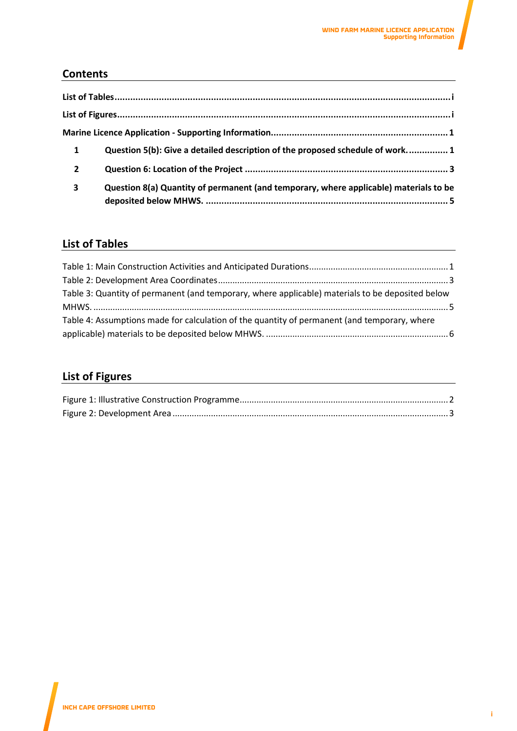## Contents

**List of Tables** ........................................................................................................................ **i**

**List of Figures** ....................................................................................................................... **i**

**Marine Licence Application - Supporting Information** .................................................................... **1**

**1 Question 5(b): Give a detailed description of the proposed schedule of work.** ............... **1**

**2 Question 6: Location of the Project** ............................................................................. **3**

**3 Question 8(a) Quantity of permanent (and temporary, where applicable) materials to be deposited below MHWS.** ............................................................................................ **5**

## List of Tables

Table 1: Main Construction Activities and Anticipated Durations ......................................................... 1

Table 2: Development Area Coordinates .............................................................................................. 3

Table 3: Quantity of permanent (and temporary, where applicable) materials to be deposited below MHWS. ................................................................................................................................................. 5

Table 4: Assumptions made for calculation of the quantity of permanent (and temporary, where applicable) materials to be deposited below MHWS. ........................................................................... 6

## List of Figures

Figure 1: Illustrative Construction Programme ...................................................................................... 2

Figure 2: Development Area ................................................................................................................. 3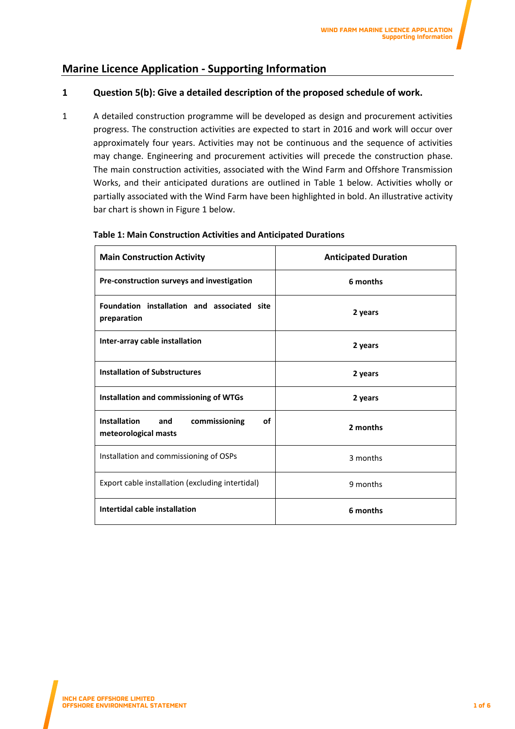## Marine Licence Application - Supporting Information

### 1 Question 5(b): Give a detailed description of the proposed schedule of work.

1 A detailed construction programme will be developed as design and procurement activities progress. The construction activities are expected to start in 2016 and work will occur over approximately four years. Activities may not be continuous and the sequence of activities may change. Engineering and procurement activities will precede the construction phase. The main construction activities, associated with the Wind Farm and Offshore Transmission Works, and their anticipated durations are outlined in Table 1 below. Activities wholly or partially associated with the Wind Farm have been highlighted in bold. An illustrative activity bar chart is shown in Figure 1 below.

**Table 1: Main Construction Activities and Anticipated Durations**

| Main Construction Activity | Anticipated Duration |
|---|---|
| **Pre-construction surveys and investigation** | **6 months** |
| **Foundation installation and associated site preparation** | **2 years** |
| **Inter-array cable installation** | **2 years** |
| **Installation of Substructures** | **2 years** |
| **Installation and commissioning of WTGs** | **2 years** |
| **Installation and commissioning of meteorological masts** | **2 months** |
| Installation and commissioning of OSPs | 3 months |
| Export cable installation (excluding intertidal) | 9 months |
| **Intertidal cable installation** | **6 months** |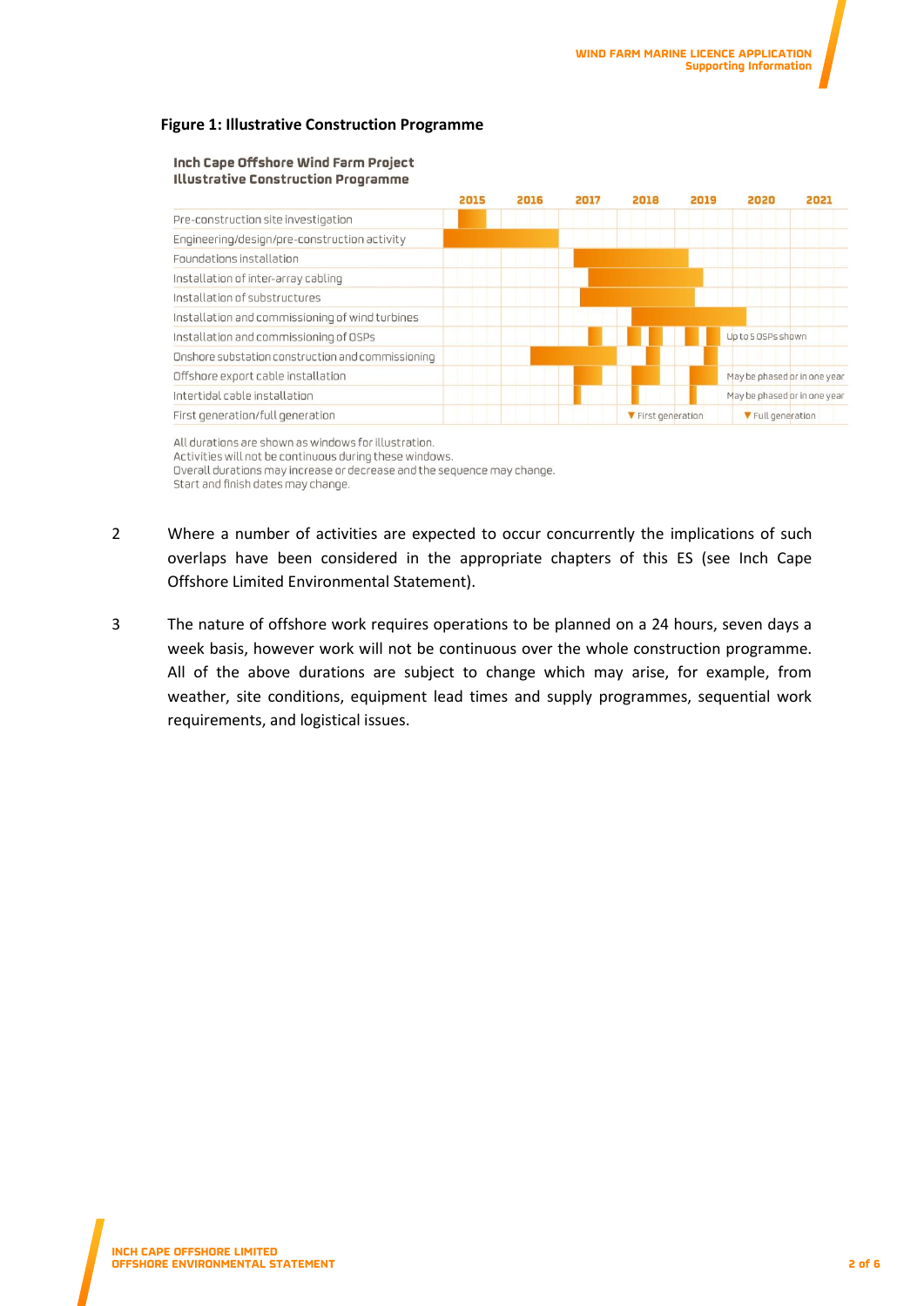**Figure 1: Illustrative Construction Programme**

**Inch Cape Offshore Wind Farm Project**
**Illustrative Construction Programme**

| | 2015 | 2016 | 2017 | 2018 | 2019 | 2020 | 2021 |
|---|---|---|---|---|---|---|---|
| Pre-construction site investigation | | | | | | | |
| Engineering/design/pre-construction activity | | | | | | | |
| Foundations installation | | | | | | | |
| Installation of inter-array cabling | | | | | | | |
| Installation of substructures | | | | | | | |
| Installation and commissioning of wind turbines | | | | | | | |
| Installation and commissioning of OSPs | | | | | | Up to 5 OSPs shown | |
| Onshore substation construction and commissioning | | | | | | | |
| Offshore export cable installation | | | | | | May be phased or in one year | |
| Intertidal cable installation | | | | | | May be phased or in one year | |
| First generation/full generation | | | | ▼ First generation | | ▼ Full generation | |

All durations are shown as windows for illustration.
Activities will not be continuous during these windows.
Overall durations may increase or decrease and the sequence may change.
Start and finish dates may change.

2 Where a number of activities are expected to occur concurrently the implications of such overlaps have been considered in the appropriate chapters of this ES (see Inch Cape Offshore Limited Environmental Statement).

3 The nature of offshore work requires operations to be planned on a 24 hours, seven days a week basis, however work will not be continuous over the whole construction programme. All of the above durations are subject to change which may arise, for example, from weather, site conditions, equipment lead times and supply programmes, sequential work requirements, and logistical issues.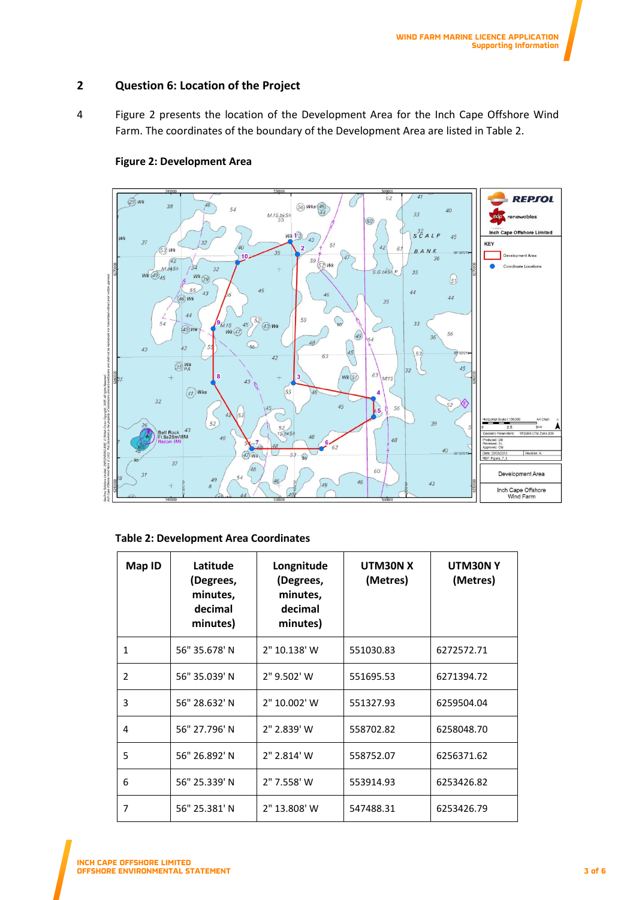## 2 Question 6: Location of the Project

4 Figure 2 presents the location of the Development Area for the Inch Cape Offshore Wind Farm. The coordinates of the boundary of the Development Area are listed in Table 2.

**Figure 2: Development Area**

**Table 2: Development Area Coordinates**

| Map ID | Latitude (Degrees, minutes, decimal minutes) | Longnitude (Degrees, minutes, decimal minutes) | UTM30N X (Metres) | UTM30N Y (Metres) |
|---|---|---|---|---|
| 1 | 56" 35.678' N | 2" 10.138' W | 551030.83 | 6272572.71 |
| 2 | 56" 35.039' N | 2" 9.502' W | 551695.53 | 6271394.72 |
| 3 | 56" 28.632' N | 2" 10.002' W | 551327.93 | 6259504.04 |
| 4 | 56" 27.796' N | 2" 2.839' W | 558702.82 | 6258048.70 |
| 5 | 56" 26.892' N | 2" 2.814' W | 558752.07 | 6256371.62 |
| 6 | 56" 25.339' N | 2" 7.558' W | 553914.93 | 6253426.82 |
| 7 | 56" 25.381' N | 2" 13.808' W | 547488.31 | 6253426.79 |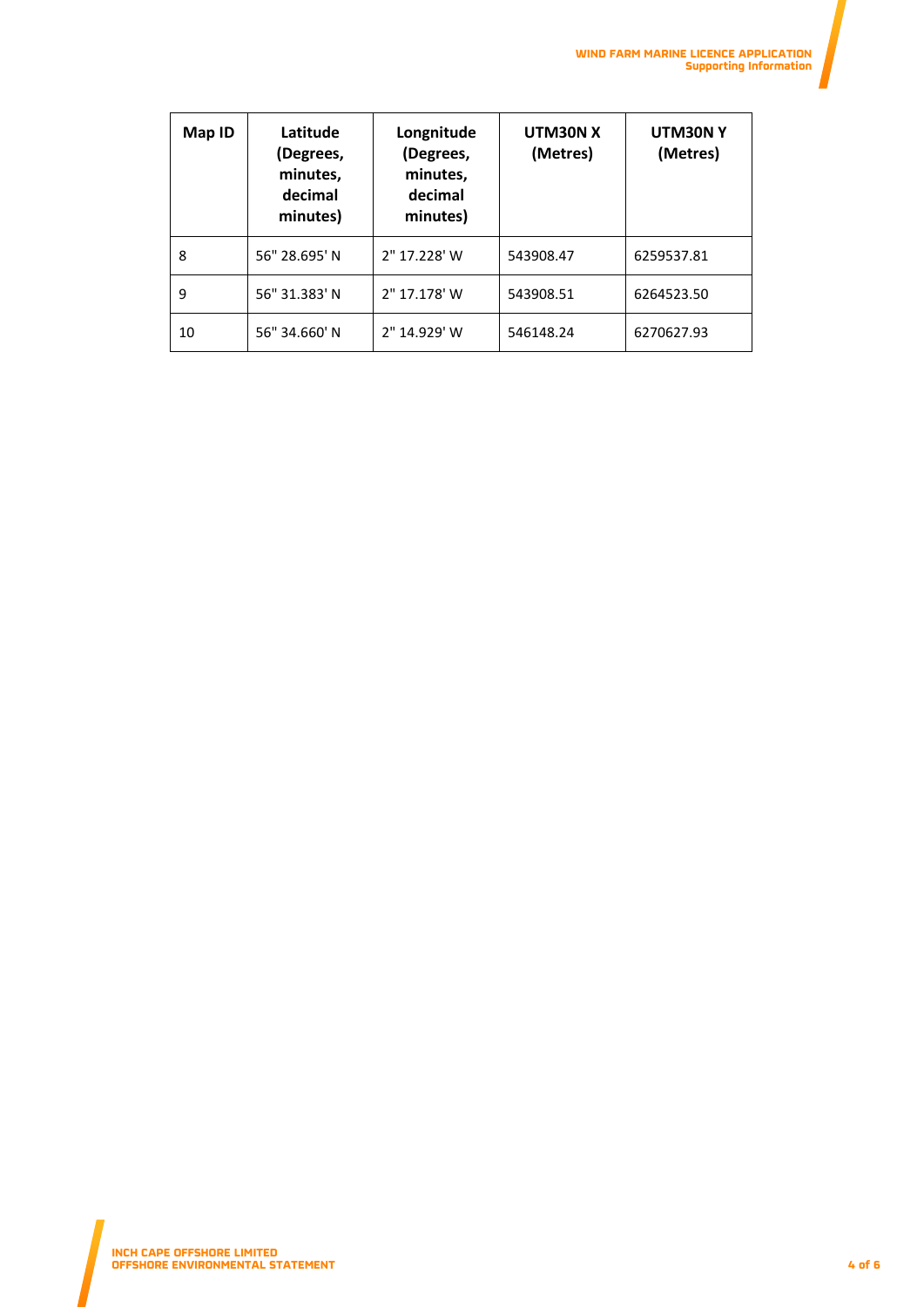| Map ID | Latitude (Degrees, minutes, decimal minutes) | Longnitude (Degrees, minutes, decimal minutes) | UTM30N X (Metres) | UTM30N Y (Metres) |
|---|---|---|---|---|
| 8 | 56" 28.695' N | 2" 17.228' W | 543908.47 | 6259537.81 |
| 9 | 56" 31.383' N | 2" 17.178' W | 543908.51 | 6264523.50 |
| 10 | 56" 34.660' N | 2" 14.929' W | 546148.24 | 6270627.93 |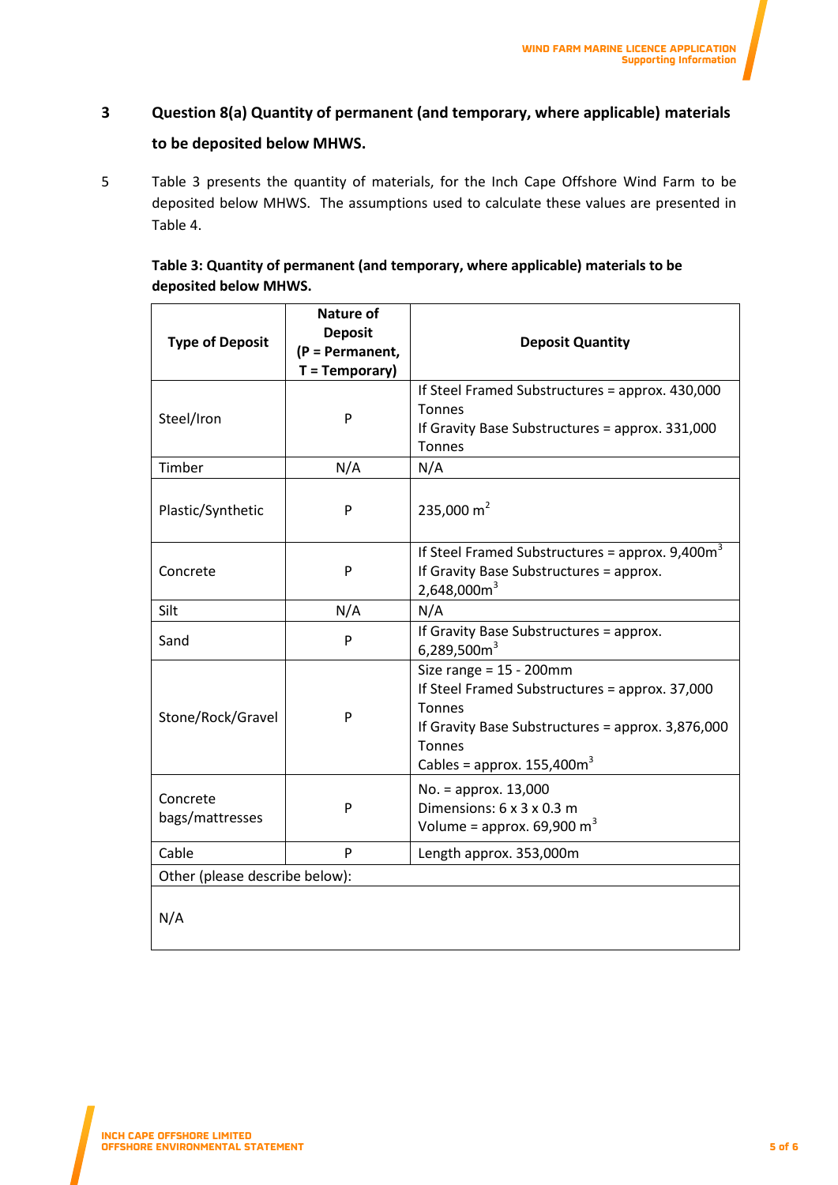## 3 Question 8(a) Quantity of permanent (and temporary, where applicable) materials to be deposited below MHWS.

5 Table 3 presents the quantity of materials, for the Inch Cape Offshore Wind Farm to be deposited below MHWS. The assumptions used to calculate these values are presented in Table 4.

**Table 3: Quantity of permanent (and temporary, where applicable) materials to be deposited below MHWS.**

| Type of Deposit | Nature of Deposit (P = Permanent, T = Temporary) | Deposit Quantity |
|---|---|---|
| Steel/Iron | P | If Steel Framed Substructures = approx. 430,000 Tonnes<br>If Gravity Base Substructures = approx. 331,000 Tonnes |
| Timber | N/A | N/A |
| Plastic/Synthetic | P | 235,000 $m^2$ |
| Concrete | P | If Steel Framed Substructures = approx. 9,400$m^3$<br>If Gravity Base Substructures = approx. 2,648,000$m^3$ |
| Silt | N/A | N/A |
| Sand | P | If Gravity Base Substructures = approx. 6,289,500$m^3$ |
| Stone/Rock/Gravel | P | Size range = 15 - 200mm<br>If Steel Framed Substructures = approx. 37,000 Tonnes<br>If Gravity Base Substructures = approx. 3,876,000 Tonnes<br>Cables = approx. 155,400$m^3$ |
| Concrete bags/mattresses | P | No. = approx. 13,000<br>Dimensions: 6 x 3 x 0.3 m<br>Volume = approx. 69,900 $m^3$ |
| Cable | P | Length approx. 353,000m |
| Other (please describe below): | | |
| N/A | | |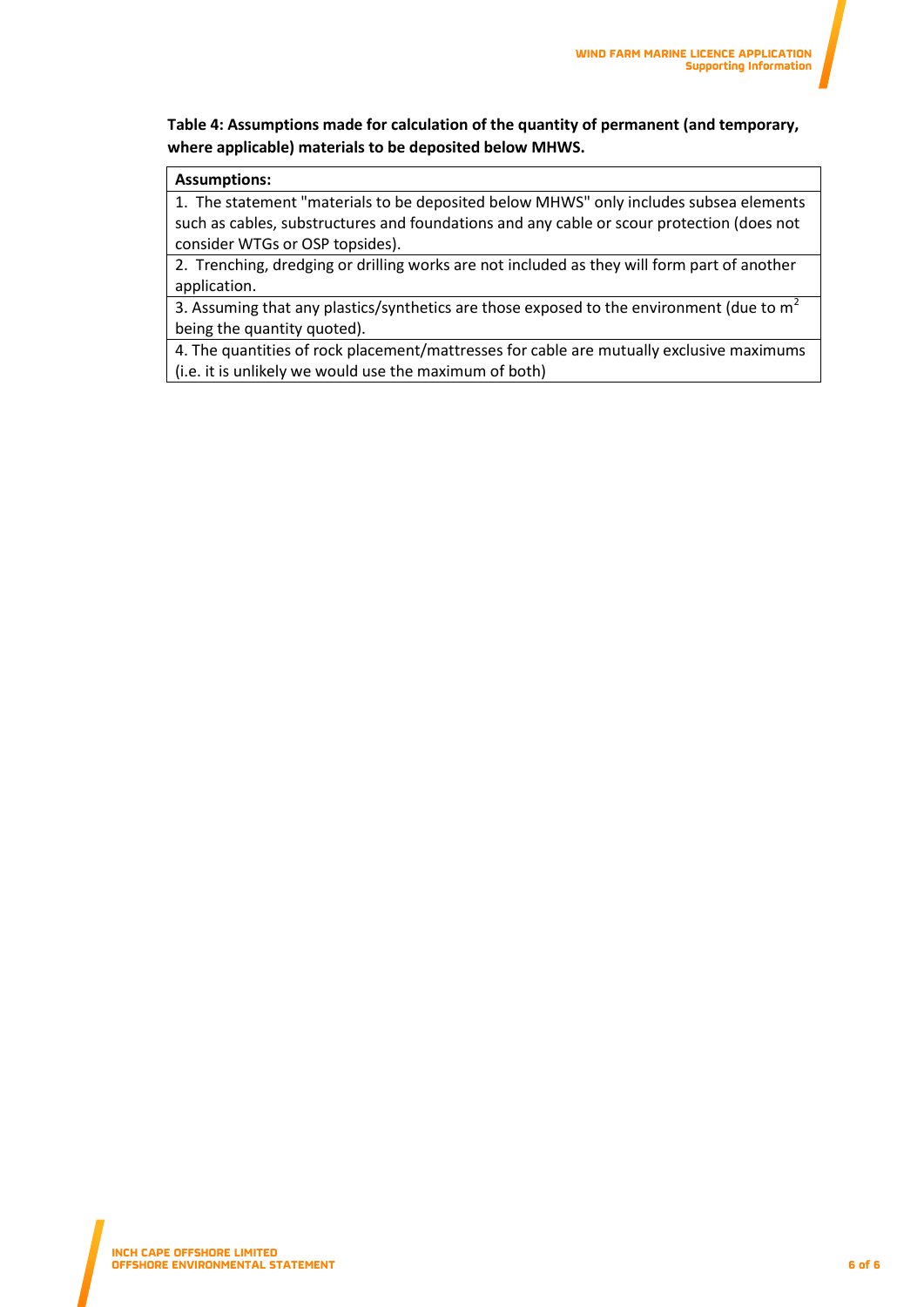**Table 4: Assumptions made for calculation of the quantity of permanent (and temporary, where applicable) materials to be deposited below MHWS.**

| Assumptions: |
|---|
| 1. The statement "materials to be deposited below MHWS" only includes subsea elements such as cables, substructures and foundations and any cable or scour protection (does not consider WTGs or OSP topsides). |
| 2. Trenching, dredging or drilling works are not included as they will form part of another application. |
| 3. Assuming that any plastics/synthetics are those exposed to the environment (due to $m^2$ being the quantity quoted). |
| 4. The quantities of rock placement/mattresses for cable are mutually exclusive maximums (i.e. it is unlikely we would use the maximum of both) |